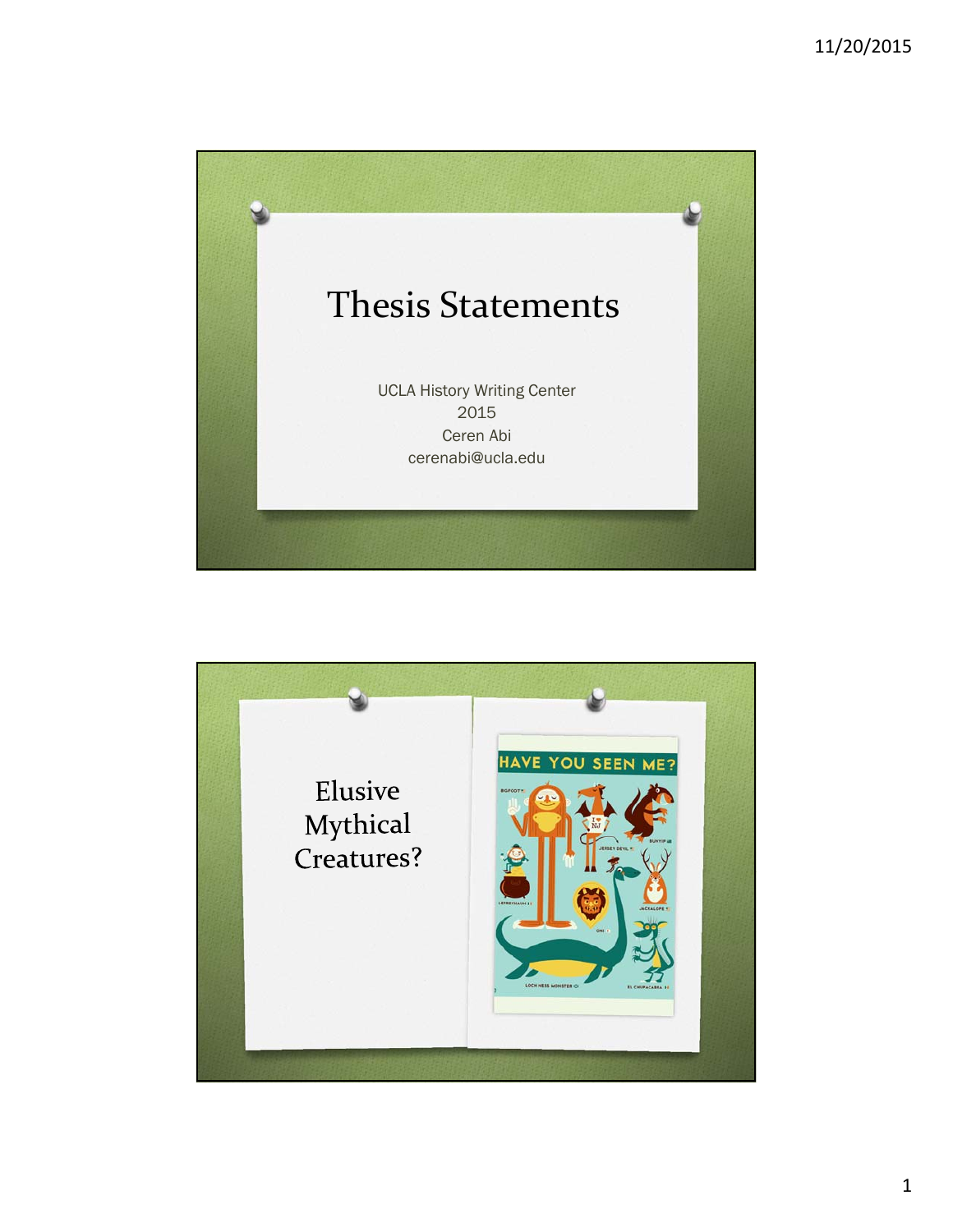# Thesis Statements

UCLA History Writing Center
2015
Ceren Abi
cerenabi@ucla.edu

## Elusive Mythical Creatures?

HAVE YOU SEEN ME?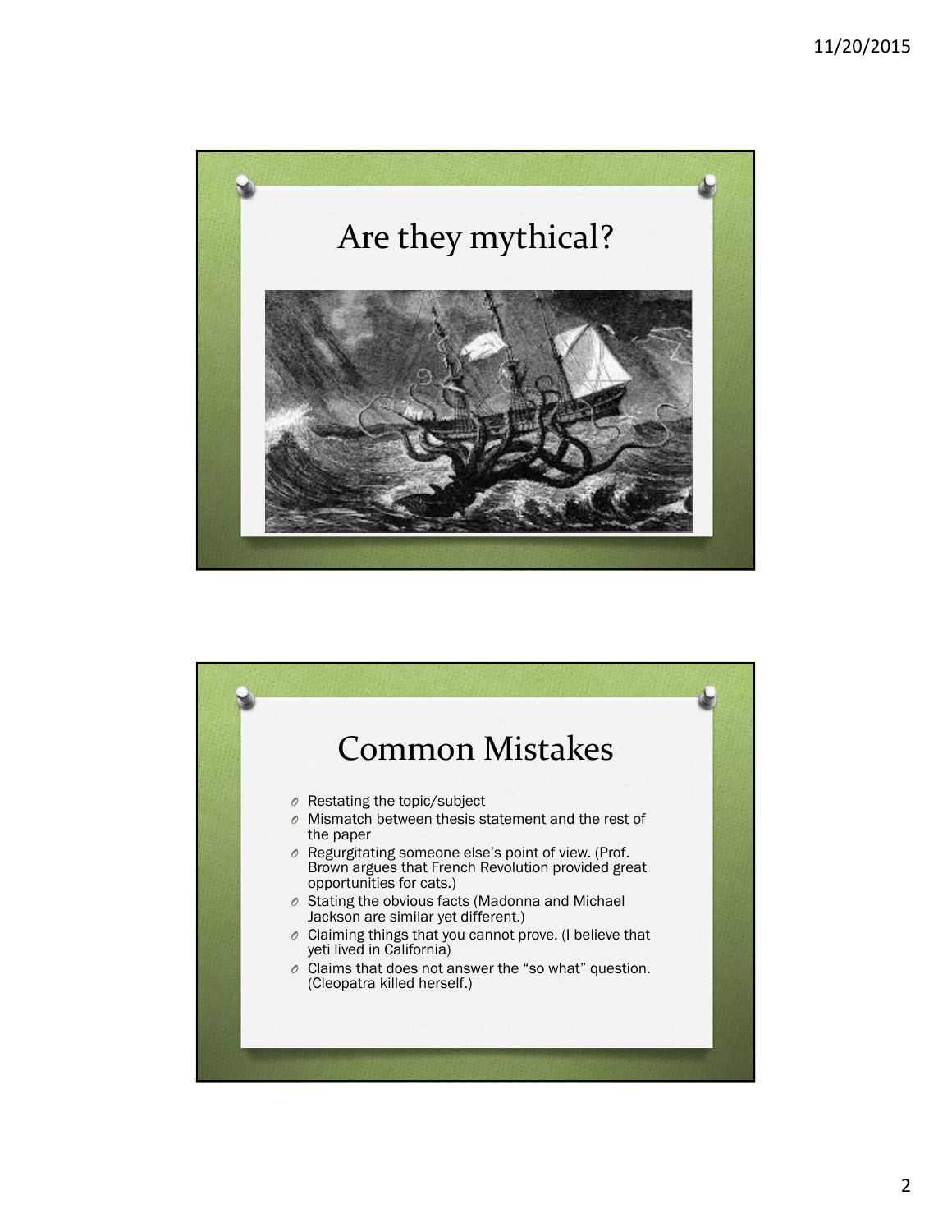## Are they mythical?

## Common Mistakes

- Restating the topic/subject
- Mismatch between thesis statement and the rest of the paper
- Regurgitating someone else's point of view. (Prof. Brown argues that French Revolution provided great opportunities for cats.)
- Stating the obvious facts (Madonna and Michael Jackson are similar yet different.)
- Claiming things that you cannot prove. (I believe that yeti lived in California)
- Claims that does not answer the "so what" question. (Cleopatra killed herself.)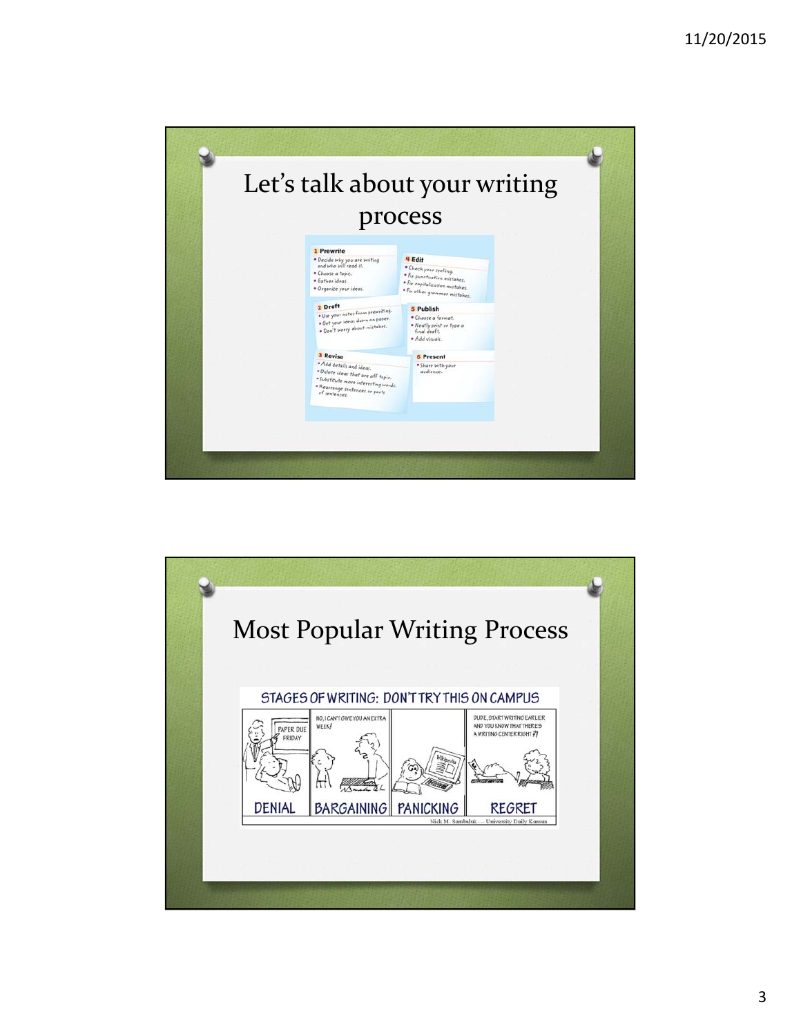# Let's talk about your writing process

**1 Prewrite**
- Decide why you are writing and who will read it.
- Choose a topic.
- Gather ideas.
- Organize your ideas.

**2 Draft**
- Use your notes from prewriting.
- Get your ideas down on paper.
- Don't worry about mistakes.

**3 Revise**
- Add details and ideas.
- Delete ideas that are off topic.
- Substitute more interesting words.
- Rearrange sentences or parts of sentences.

**4 Edit**
- Check your spelling.
- Fix punctuation mistakes.
- Fix capitalization mistakes.
- Fix other grammar mistakes.

**5 Publish**
- Choose a format.
- Neatly print or type a final draft.
- Add visuals.

**6 Present**
- Share with your audience.

# Most Popular Writing Process

STAGES OF WRITING: DON'T TRY THIS ON CAMPUS

DENIAL | BARGAINING | PANICKING | REGRET

Nick M. Sambaluk — University Daily Kansan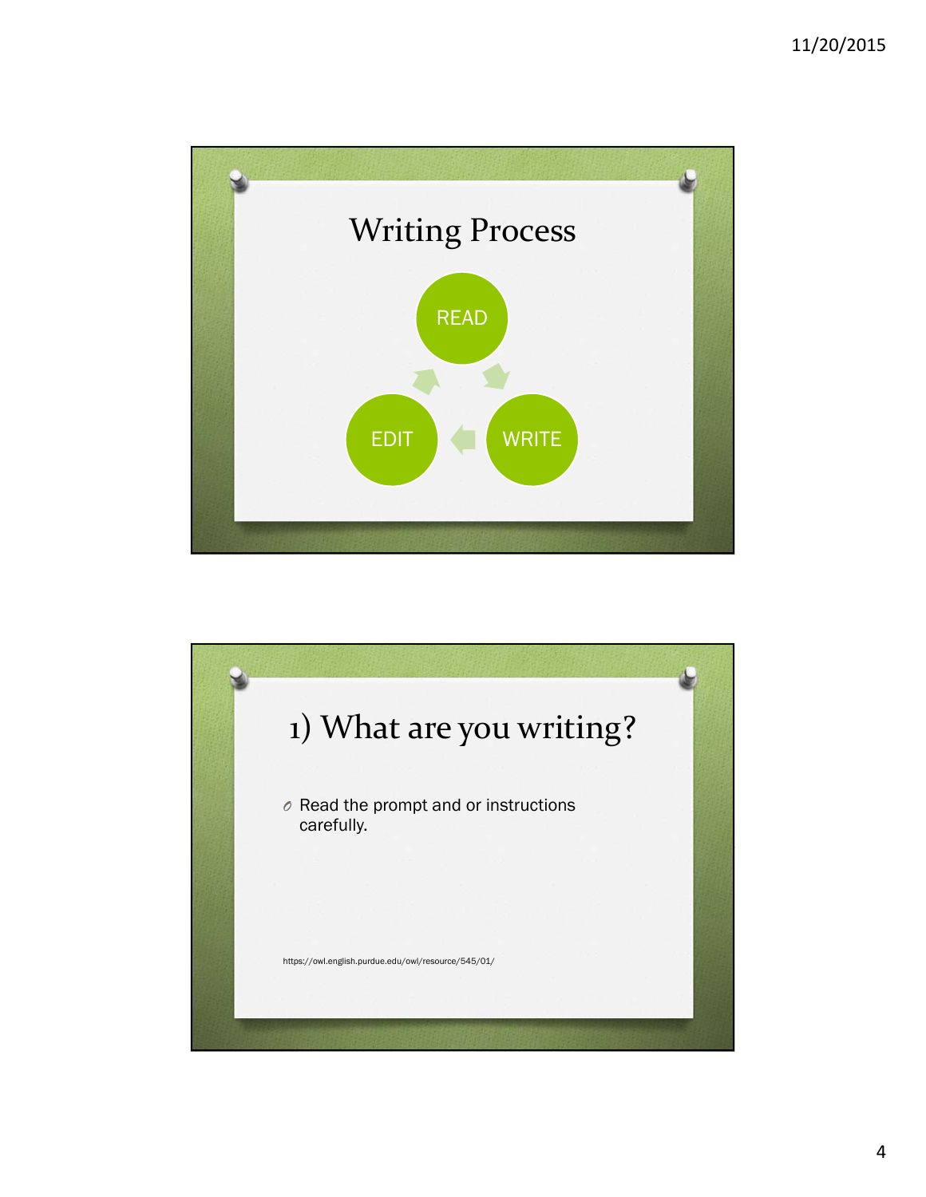# Writing Process

READ → WRITE → EDIT

# 1) What are you writing?

- Read the prompt and or instructions carefully.

https://owl.english.purdue.edu/owl/resource/545/01/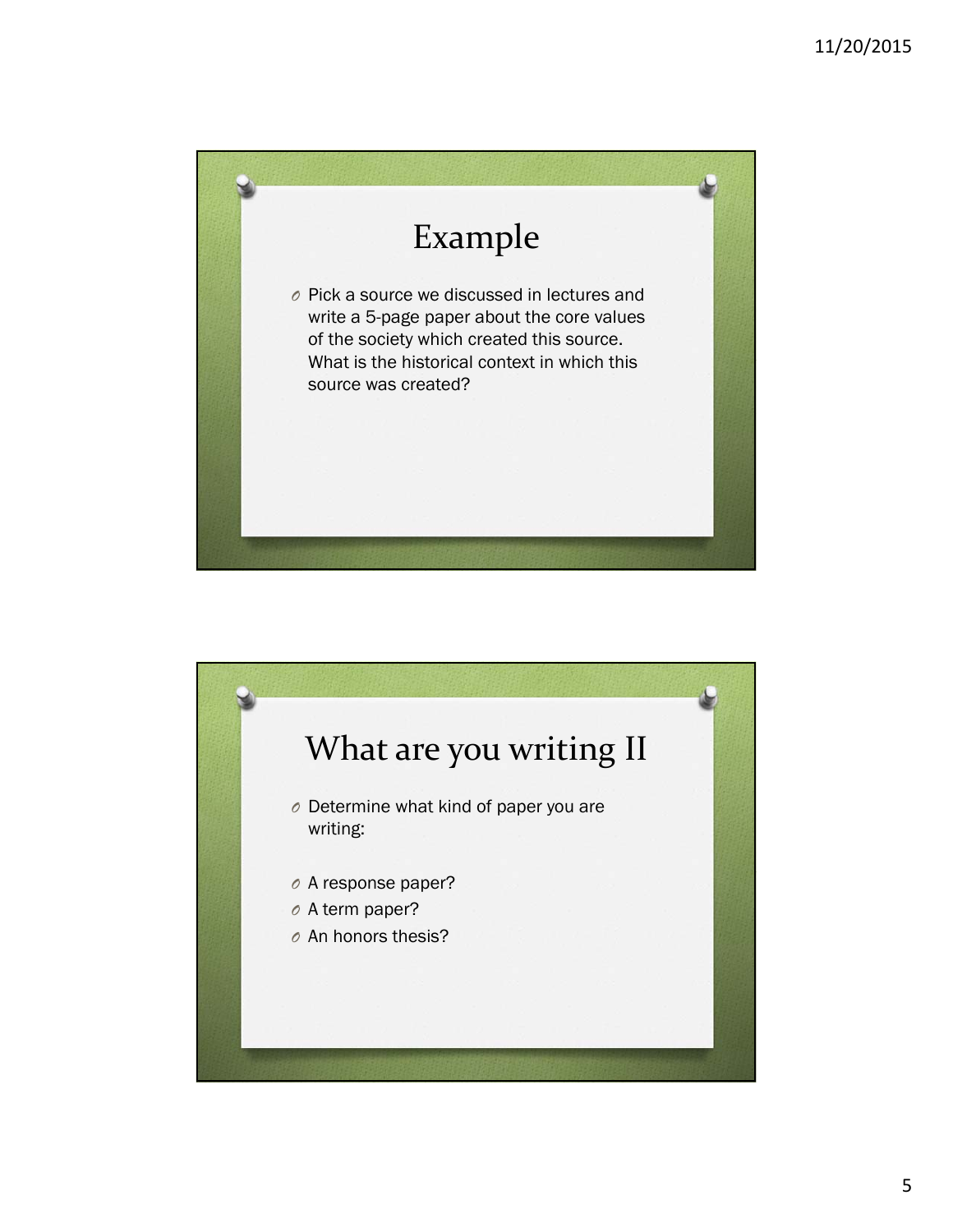## Example

- Pick a source we discussed in lectures and write a 5-page paper about the core values of the society which created this source. What is the historical context in which this source was created?

## What are you writing II

- Determine what kind of paper you are writing:

- A response paper?
- A term paper?
- An honors thesis?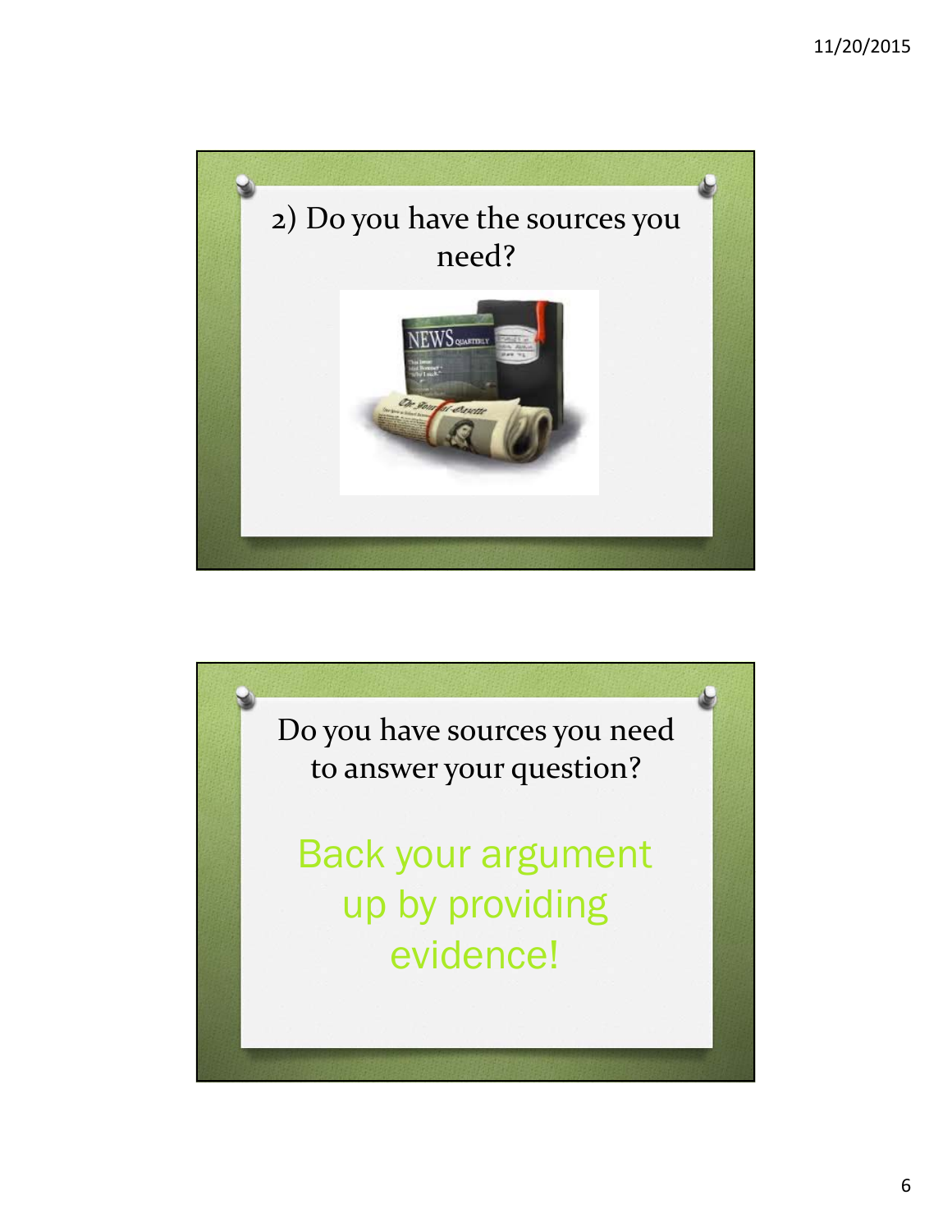## 2) Do you have the sources you need?

## Do you have sources you need to answer your question?

Back your argument up by providing evidence!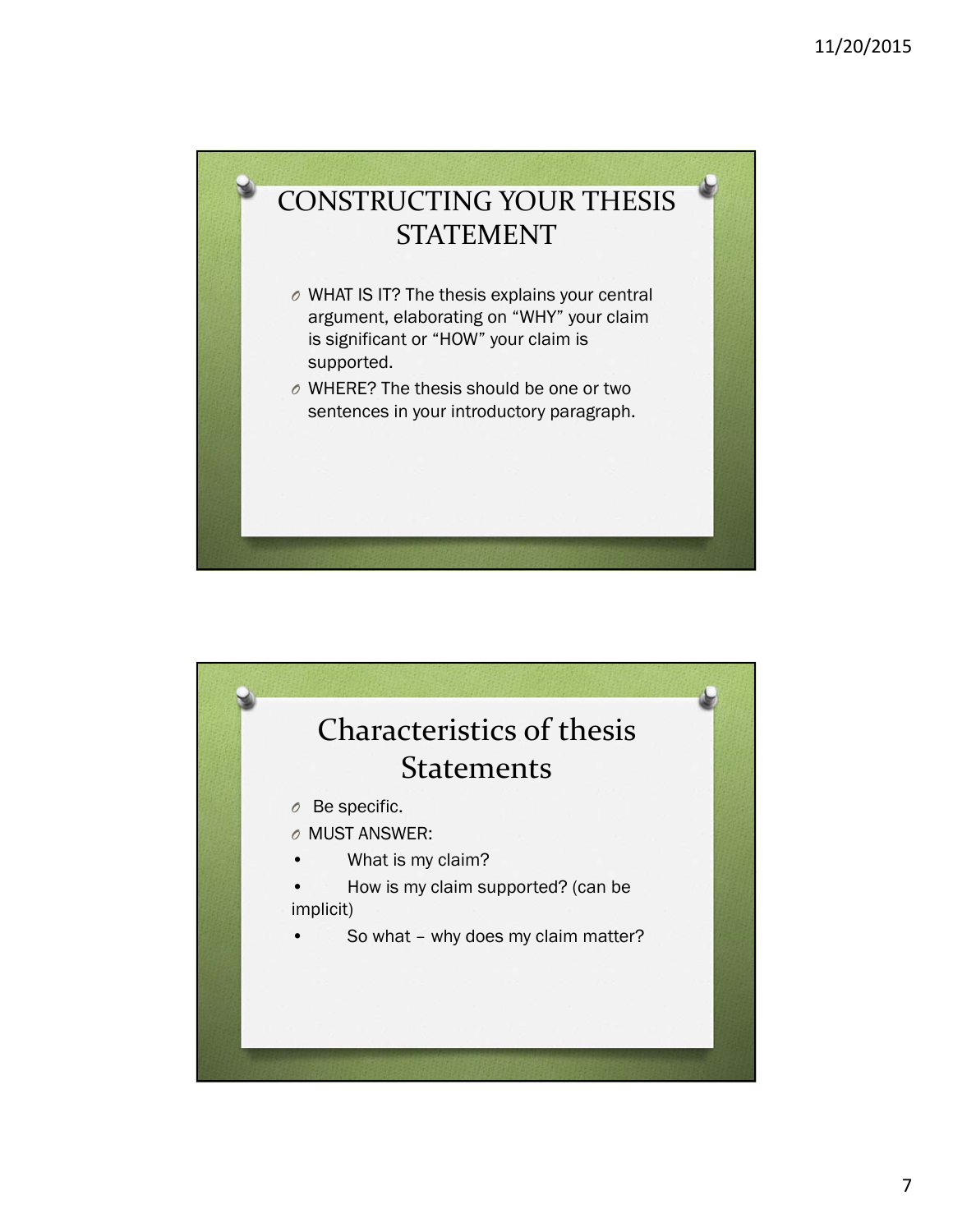## CONSTRUCTING YOUR THESIS STATEMENT

- WHAT IS IT? The thesis explains your central argument, elaborating on “WHY” your claim is significant or “HOW” your claim is supported.
- WHERE? The thesis should be one or two sentences in your introductory paragraph.

## Characteristics of thesis Statements

- Be specific.
- MUST ANSWER:
  - What is my claim?
  - How is my claim supported? (can be implicit)
  - So what – why does my claim matter?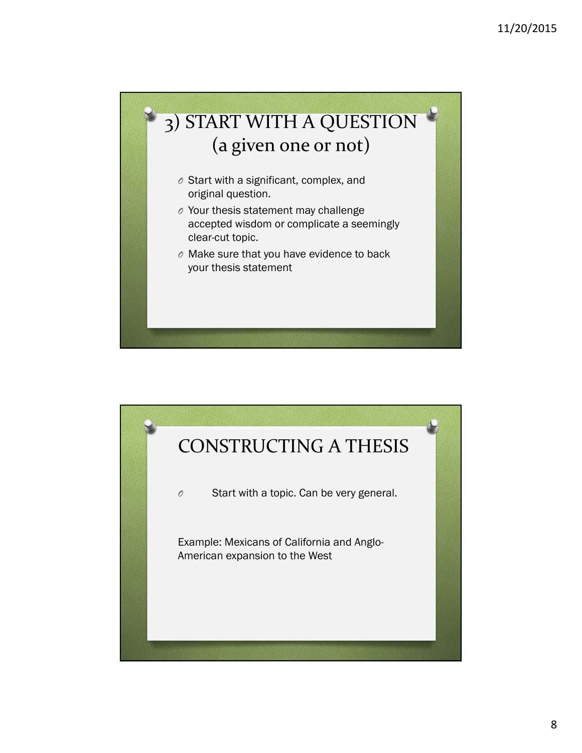## 3) START WITH A QUESTION (a given one or not)

- Start with a significant, complex, and original question.
- Your thesis statement may challenge accepted wisdom or complicate a seemingly clear-cut topic.
- Make sure that you have evidence to back your thesis statement

## CONSTRUCTING A THESIS

- Start with a topic. Can be very general.

Example: Mexicans of California and Anglo-American expansion to the West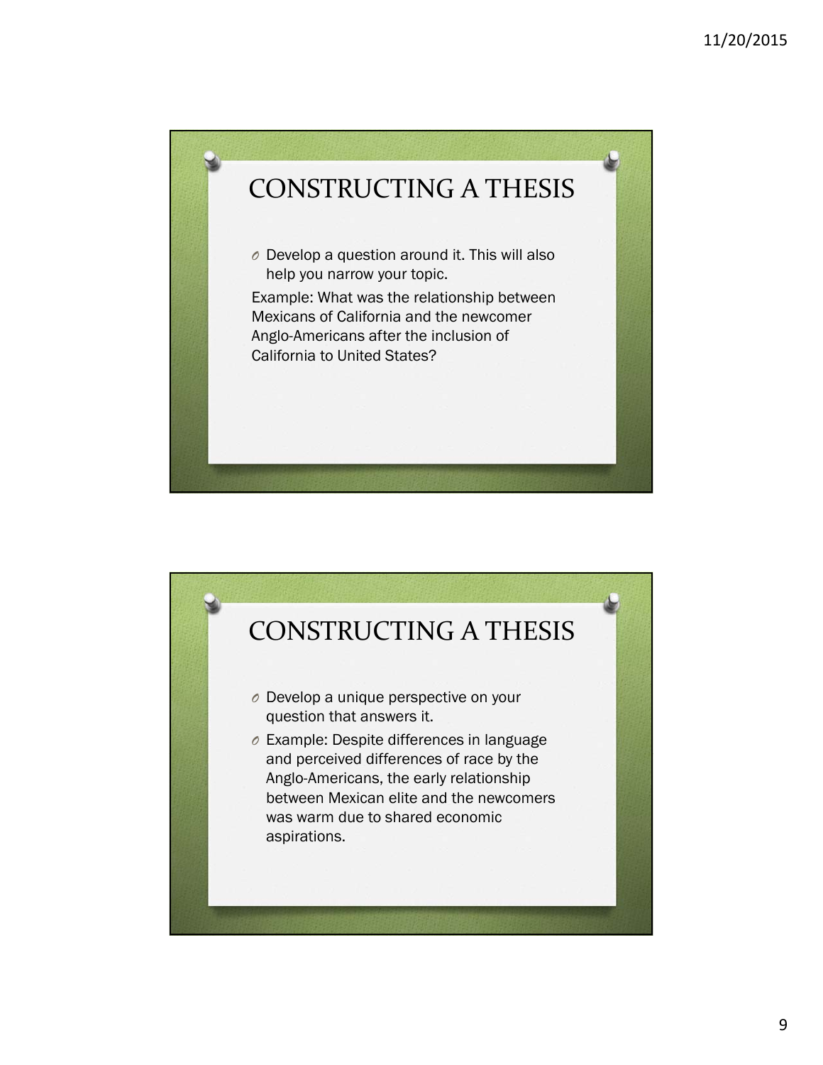# CONSTRUCTING A THESIS

- Develop a question around it. This will also help you narrow your topic.

Example: What was the relationship between Mexicans of California and the newcomer Anglo-Americans after the inclusion of California to United States?

# CONSTRUCTING A THESIS

- Develop a unique perspective on your question that answers it.
- Example: Despite differences in language and perceived differences of race by the Anglo-Americans, the early relationship between Mexican elite and the newcomers was warm due to shared economic aspirations.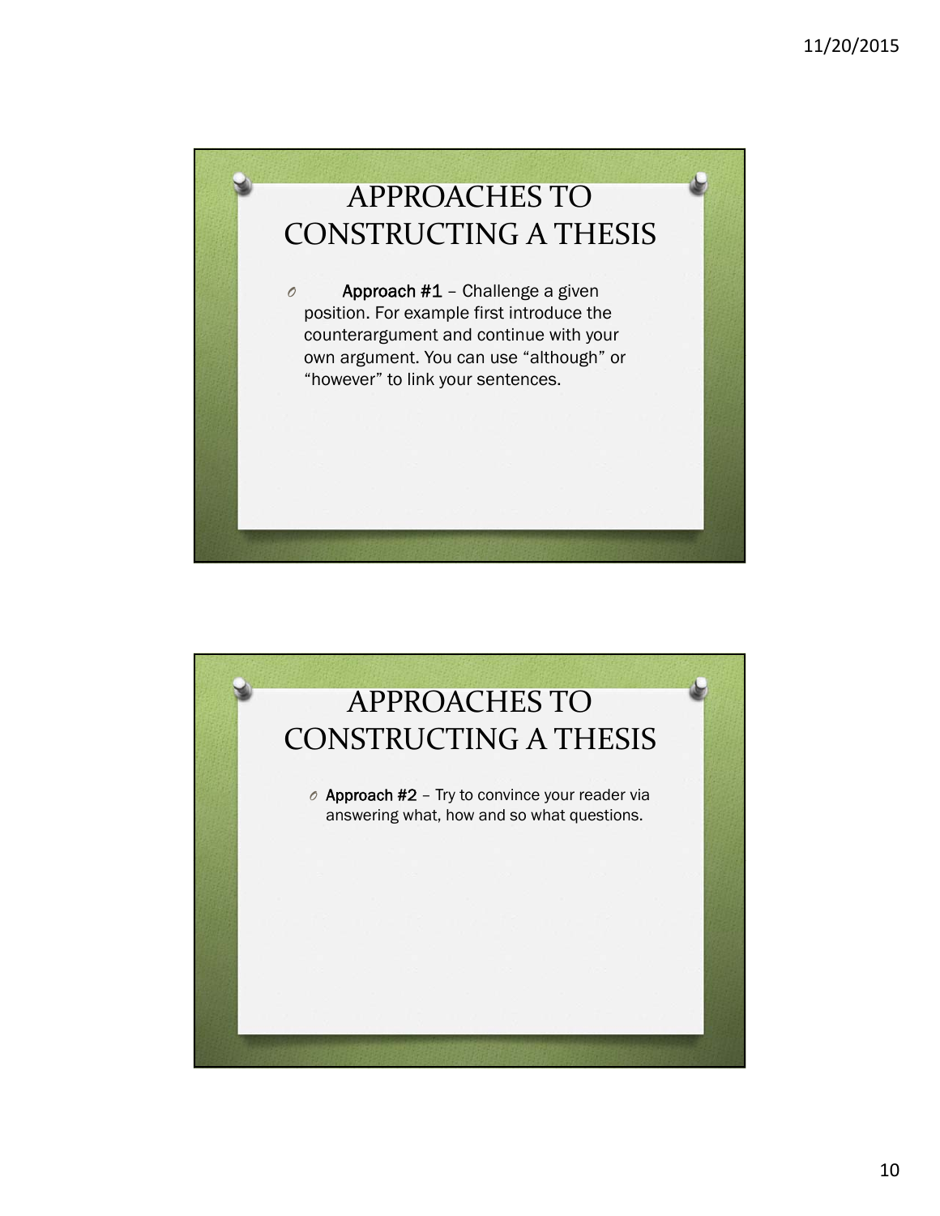# APPROACHES TO CONSTRUCTING A THESIS

- **Approach #1** – Challenge a given position. For example first introduce the counterargument and continue with your own argument. You can use "although" or "however" to link your sentences.

# APPROACHES TO CONSTRUCTING A THESIS

- **Approach #2** – Try to convince your reader via answering what, how and so what questions.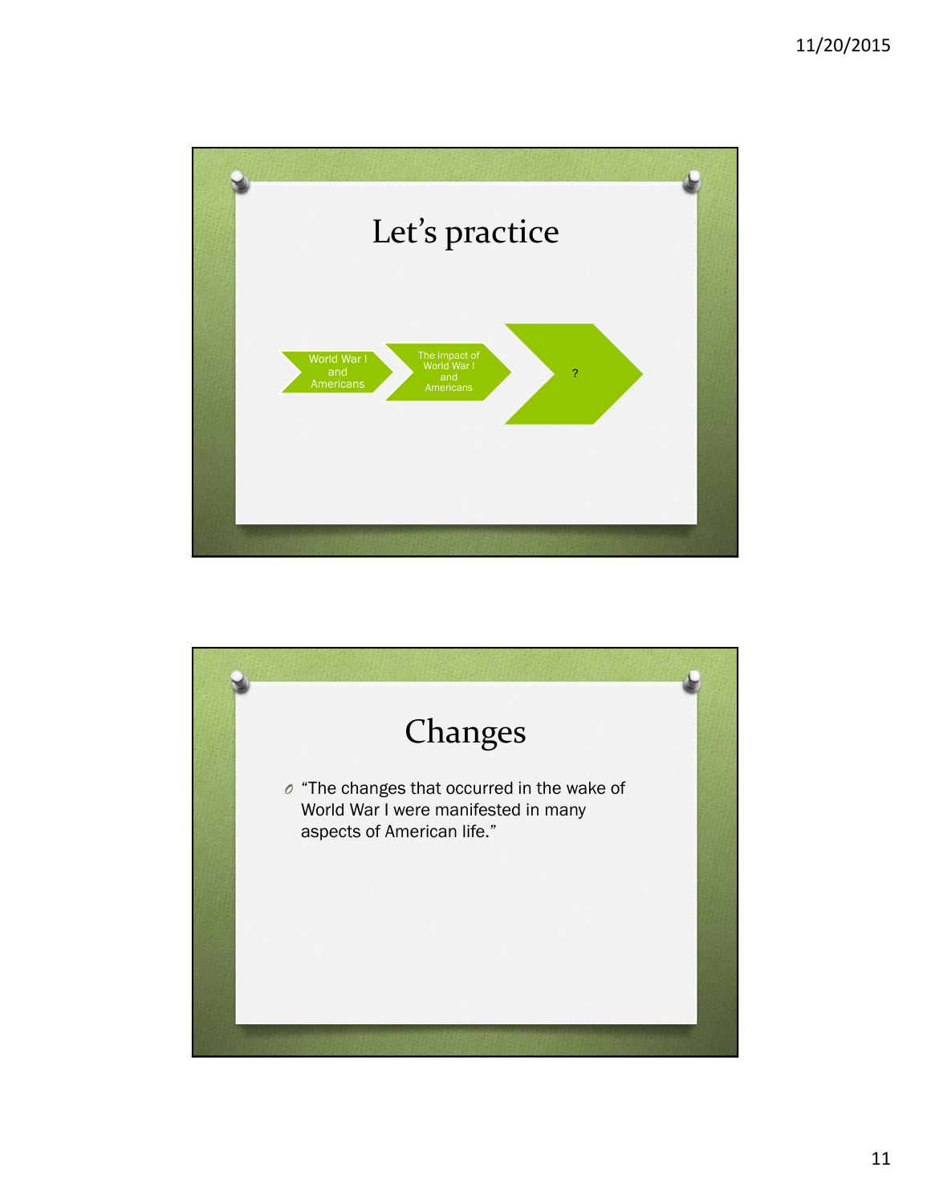# Let's practice

World War I and Americans → The impact of World War I and Americans → ?

# Changes

- "The changes that occurred in the wake of World War I were manifested in many aspects of American life."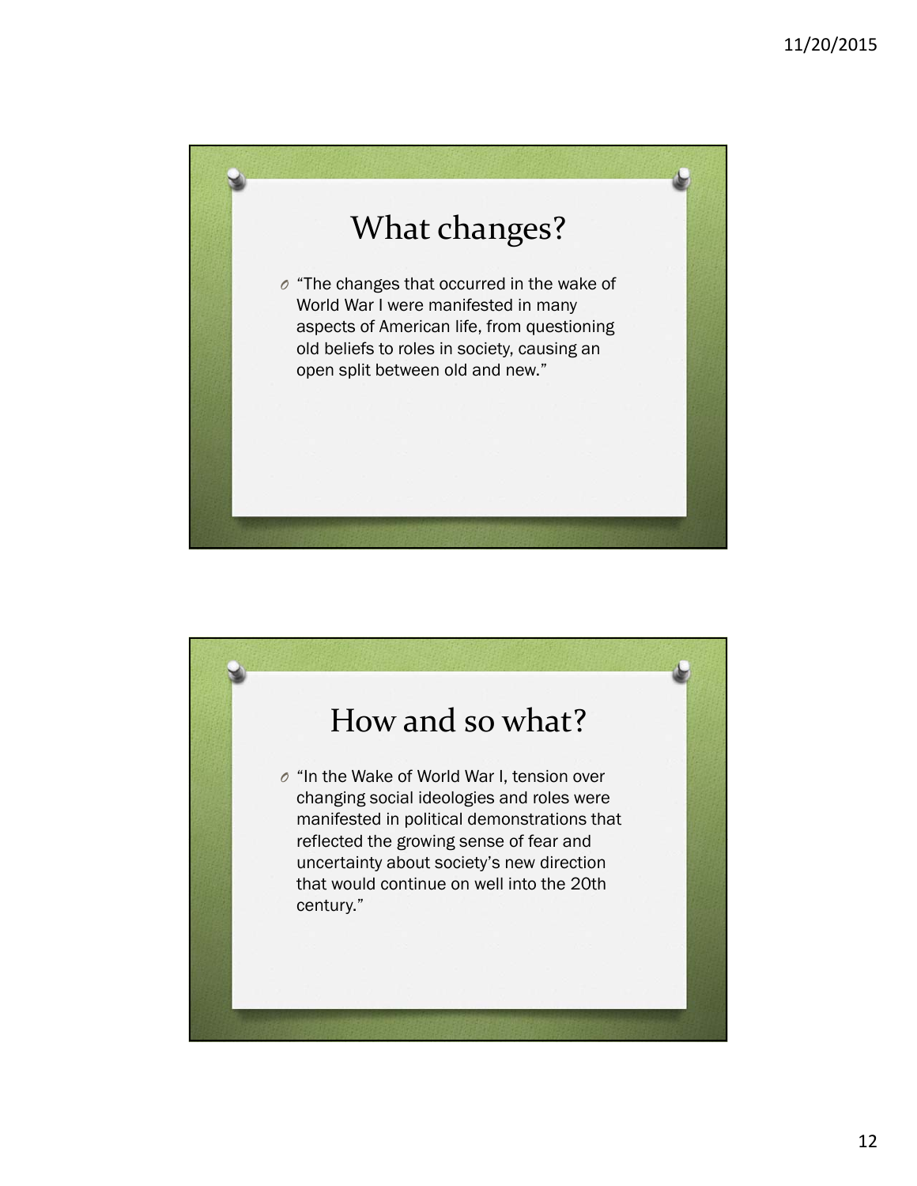## What changes?

- “The changes that occurred in the wake of World War I were manifested in many aspects of American life, from questioning old beliefs to roles in society, causing an open split between old and new.”

## How and so what?

- “In the Wake of World War I, tension over changing social ideologies and roles were manifested in political demonstrations that reflected the growing sense of fear and uncertainty about society’s new direction that would continue on well into the 20th century.”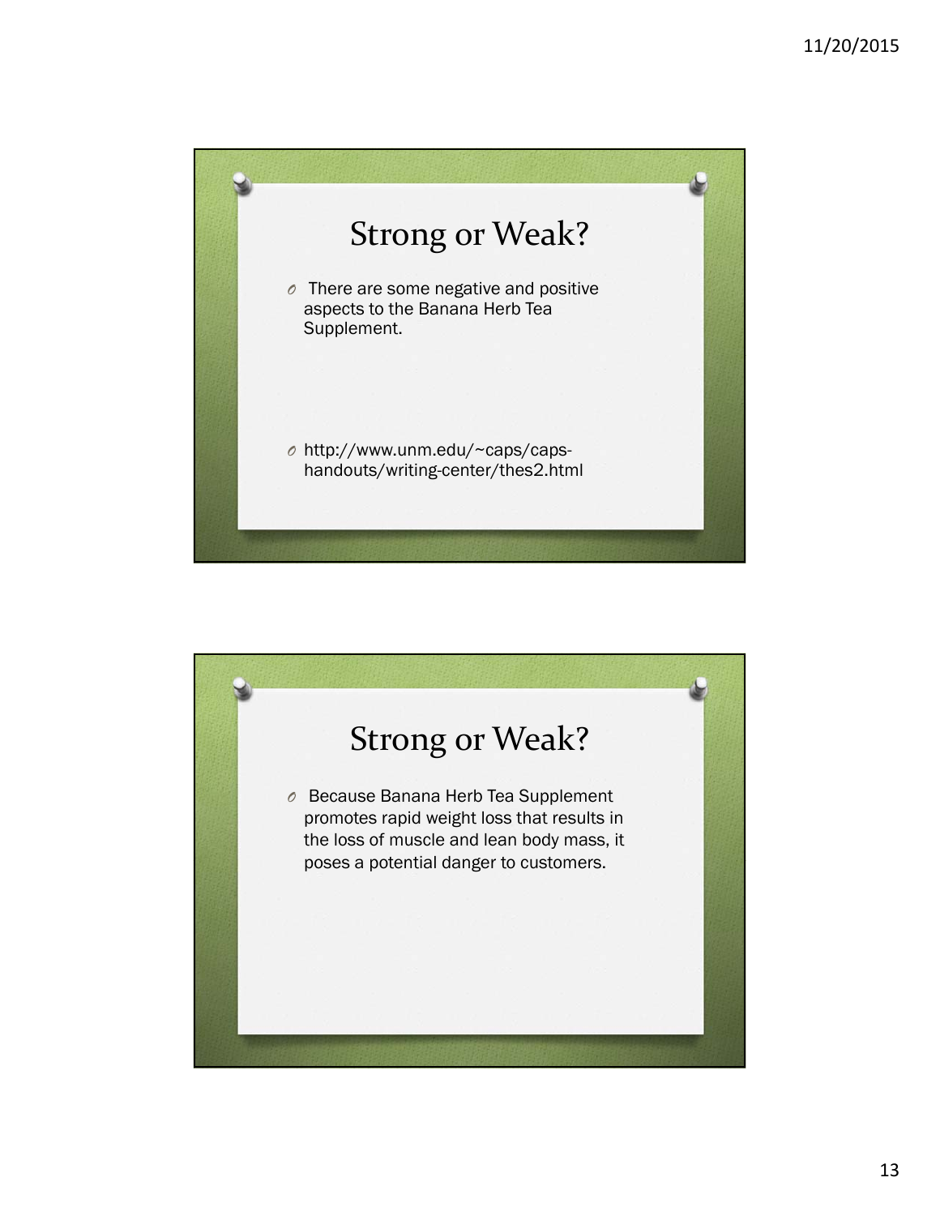## Strong or Weak?

- There are some negative and positive aspects to the Banana Herb Tea Supplement.
- http://www.unm.edu/~caps/caps-handouts/writing-center/thes2.html

## Strong or Weak?

- Because Banana Herb Tea Supplement promotes rapid weight loss that results in the loss of muscle and lean body mass, it poses a potential danger to customers.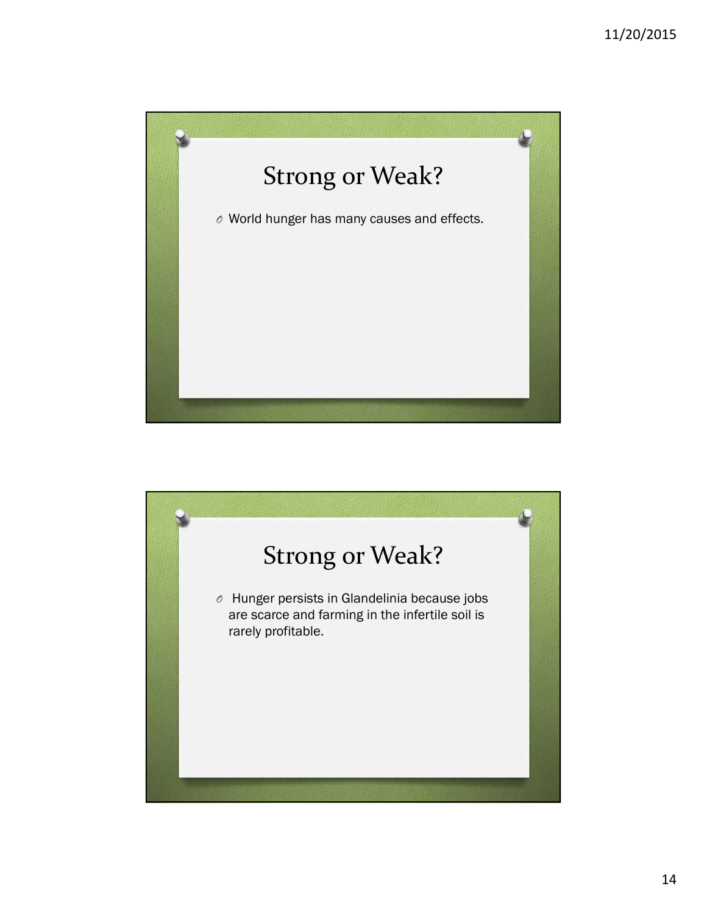## Strong or Weak?

- World hunger has many causes and effects.

## Strong or Weak?

- Hunger persists in Glandelinia because jobs are scarce and farming in the infertile soil is rarely profitable.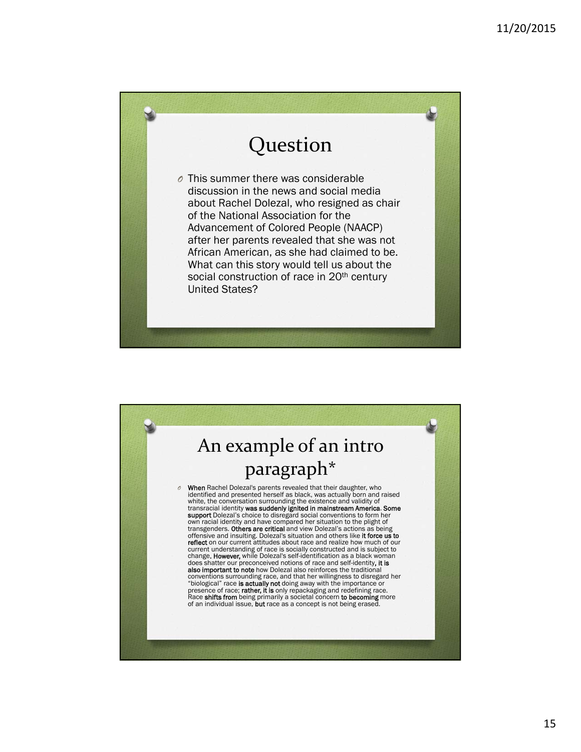## Question

- This summer there was considerable discussion in the news and social media about Rachel Dolezal, who resigned as chair of the National Association for the Advancement of Colored People (NAACP) after her parents revealed that she was not African American, as she had claimed to be. What can this story would tell us about the social construction of race in 20th century United States?

## An example of an intro paragraph*

- **When** Rachel Dolezal's parents revealed that their daughter, who identified and presented herself as black, was actually born and raised white, the conversation surrounding the existence and validity of transracial identity **was suddenly ignited in mainstream America**. **Some support** Dolezal's choice to disregard social conventions to form her own racial identity and have compared her situation to the plight of transgenders. **Others are critical** and view Dolezal's actions as being offensive and insulting. Dolezal's situation and others like **it force us to reflect** on our current attitudes about race and realize how much of our current understanding of race is socially constructed and is subject to change**. However,** while Dolezal's self-identification as a black woman does shatter our preconceived notions of race and self-identity**, it is also important to note** how Dolezal also reinforces the traditional conventions surrounding race, and that her willingness to disregard her "biological" race **is actually not** doing away with the importance or presence of race; **rather, it is** only repackaging and redefining race. Race **shifts from** being primarily a societal concern **to becoming** more of an individual issue, **but** race as a concept is not being erased.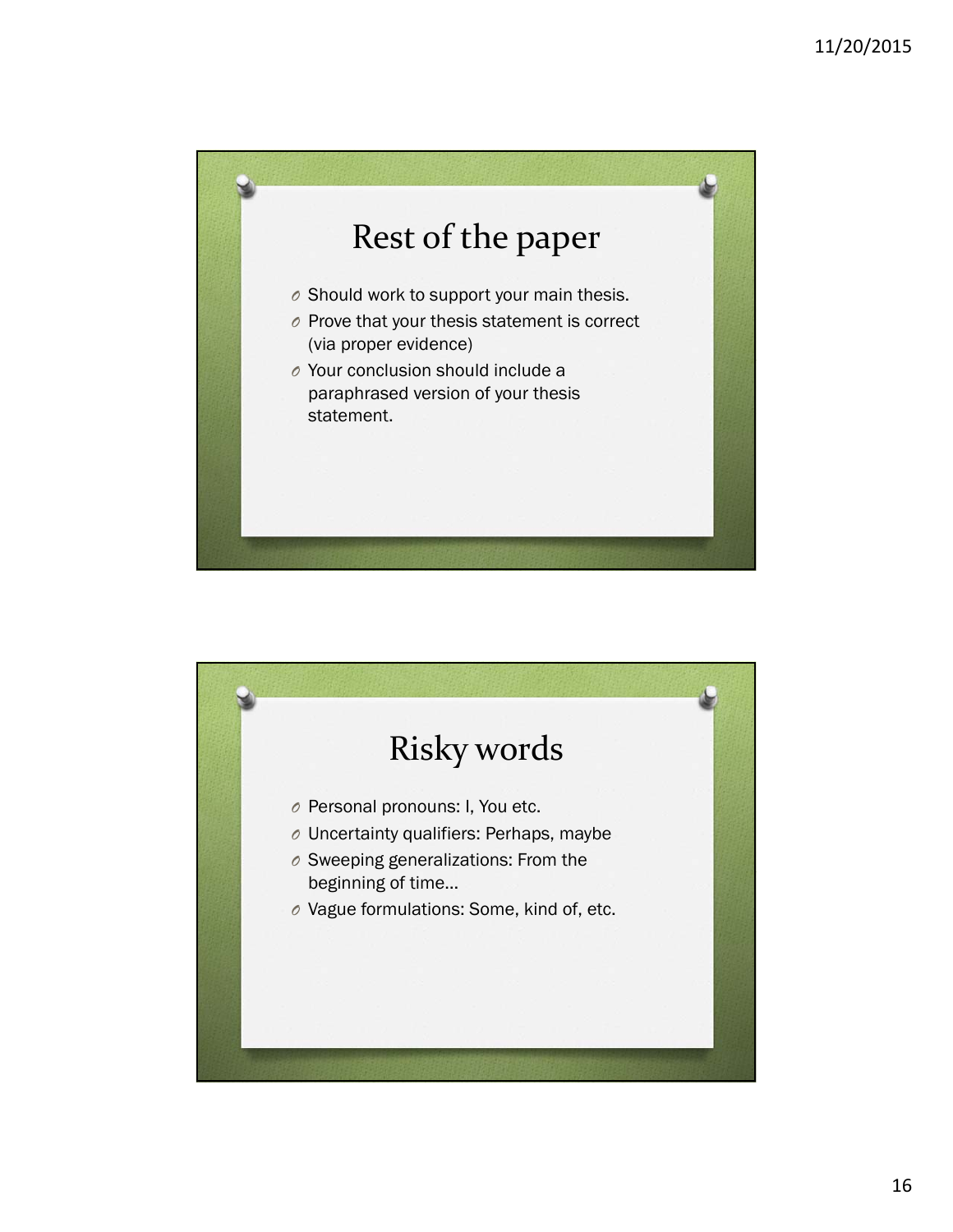## Rest of the paper

- Should work to support your main thesis.
- Prove that your thesis statement is correct (via proper evidence)
- Your conclusion should include a paraphrased version of your thesis statement.

## Risky words

- Personal pronouns: I, You etc.
- Uncertainty qualifiers: Perhaps, maybe
- Sweeping generalizations: From the beginning of time…
- Vague formulations: Some, kind of, etc.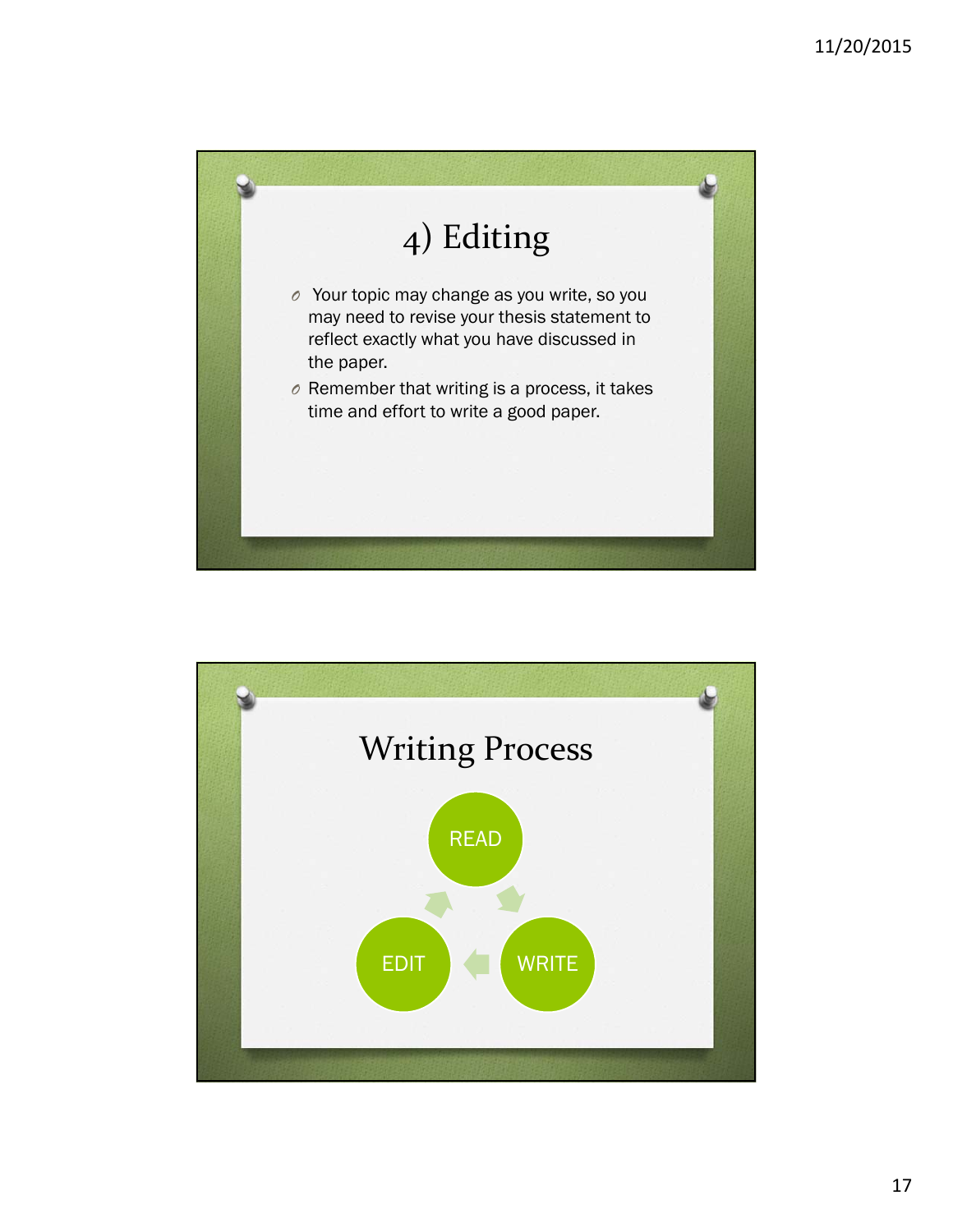# 4) Editing

- Your topic may change as you write, so you may need to revise your thesis statement to reflect exactly what you have discussed in the paper.
- Remember that writing is a process, it takes time and effort to write a good paper.

# Writing Process

READ → WRITE → EDIT → READ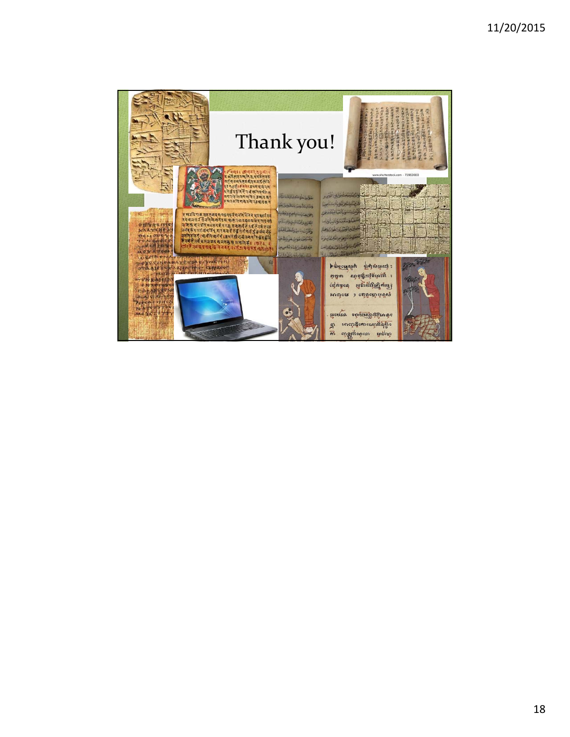Thank you!